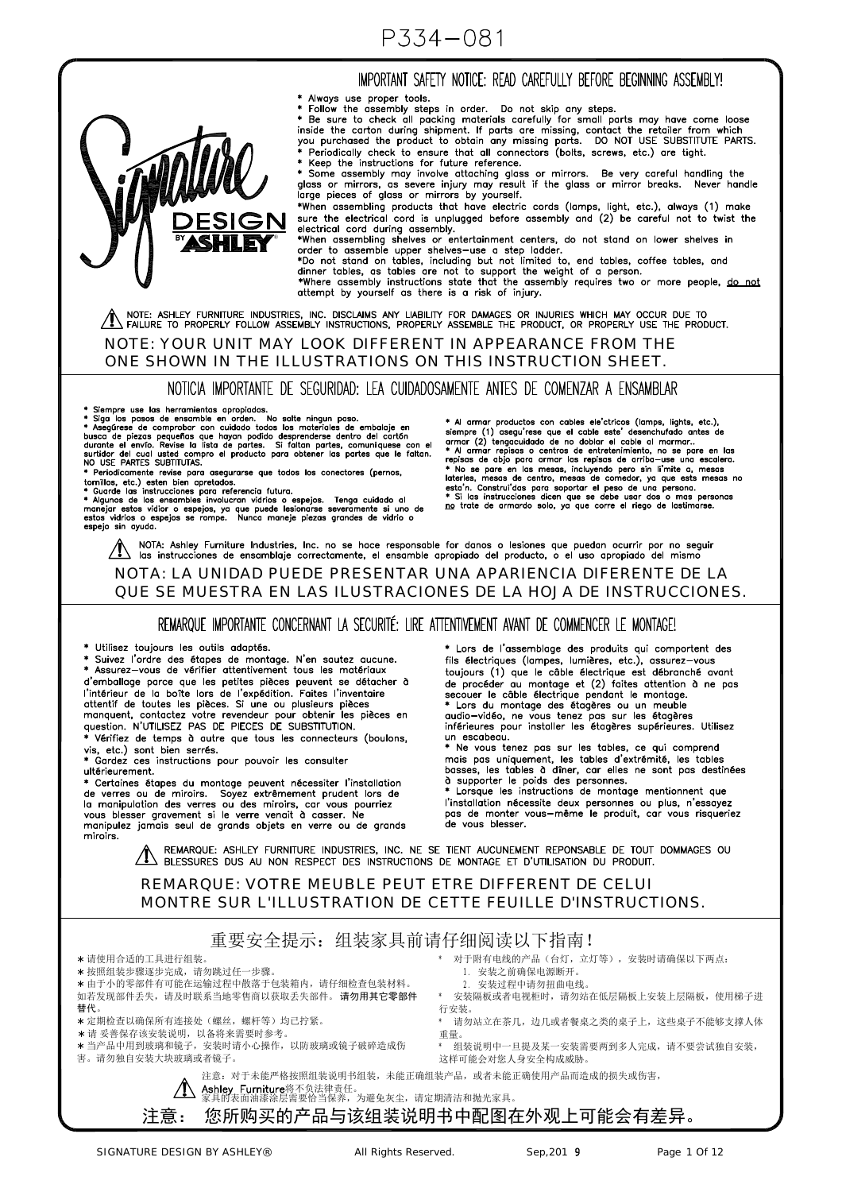P334-081

Signature DESIGN BY ASHLEY

## IMPORTANT SAFETY NOTICE: READ CAREFULLY BEFORE BEGINNING ASSEMBLY!

* Always use proper tools.
* Follow the assembly steps in order. Do not skip any steps.
* Be sure to check all packing materials carefully for small parts may have come loose inside the carton during shipment. If parts are missing, contact the retailer from which you purchased the product to obtain any missing parts. DO NOT USE SUBSTITUTE PARTS.
* Periodically check to ensure that all connectors (bolts, screws, etc.) are tight.
* Keep the instructions for future reference.
* Some assembly may involve attaching glass or mirrors. Be very careful handling the glass or mirrors, as severe injury may result if the glass or mirror breaks. Never handle large pieces of glass or mirrors by yourself.
*When assembling products that have electric cords (lamps, light, etc.), always (1) make sure the electrical cord is unplugged before assembly and (2) be careful not to twist the electrical cord during assembly.
*When assembling shelves or entertainment centers, do not stand on lower shelves in order to assemble upper shelves–use a step ladder.
*Do not stand on tables, including but not limited to, end tables, coffee tables, and dinner tables, as tables are not to support the weight of a person.
*Where assembly instructions state that the assembly requires two or more people, do not attempt by yourself as there is a risk of injury.

⚠ NOTE: ASHLEY FURNITURE INDUSTRIES, INC. DISCLAIMS ANY LIABILITY FOR DAMAGES OR INJURIES WHICH MAY OCCUR DUE TO FAILURE TO PROPERLY FOLLOW ASSEMBLY INSTRUCTIONS, PROPERLY ASSEMBLE THE PRODUCT, OR PROPERLY USE THE PRODUCT.

NOTE: YOUR UNIT MAY LOOK DIFFERENT IN APPEARANCE FROM THE ONE SHOWN IN THE ILLUSTRATIONS ON THIS INSTRUCTION SHEET.

## NOTICIA IMPORTANTE DE SEGURIDAD: LEA CUIDADOSAMENTE ANTES DE COMENZAR A ENSAMBLAR

* Siempre use las herramientas apropiadas.
* Siga los pasos de ensamble en orden. No salte ningun paso.
* Asegúrese de comprobar con cuidado todos los materiales de embalaje en busca de piezas pequeñas que hayan podido desprenderse dentro del cartón durante el envío. Revise la lista de partes. Si faltan partes, comuníquese con el surtidor del cual usted compro el producto para obtener las partes que le faltan. NO USE PARTES SUBTITUTAS.
* Periodicamente revise para asegurarse que todos los conectores (pernos, tornillos, etc.) esten bien apretados.
* Guarde las instrucciones para referencia futura.
* Algunos de los ensambles involucran vidrios o espejos. Tenga cuidado al manejar estos vidior o espejos, ya que puede lesionarse severamente si uno de estos vidrios o espejos se rompe. Nunca maneje piezas grandes de vidrio o espejo sin ayuda.
* Al armar productos con cables ele'ctricos (lamps, lights, etc.), siempre (1) asegu'rese que el cable este' desenchufado antes de armar (2) tengacuidado de no doblar el cable al marmar..
* Al armar repisas o centros de entretenimiento, no se pare en las repisas de abjo para armar las repisas de arriba–use una escalera.
* No se pare en las mesas, incluyendo pero sin li'mite a, mesas laterles, mesas de centro, mesas de comedor, ya que ests mesas no esta'n. Construi'das para soportar el peso de una persona.
* Si las instrucciones dicen que se debe usar dos o mas personas no trate de armardo solo, ya que corre el riego de lastimarse.

⚠ NOTA: Ashley Furniture Industries, Inc. no se hace responsable for danos o lesiones que puedan ocurrir por no seguir las instrucciones de ensamblaje correctamente, el ensamble apropiado del producto, o el uso apropiado del mismo

NOTA: LA UNIDAD PUEDE PRESENTAR UNA APARIENCIA DIFERENTE DE LA QUE SE MUESTRA EN LAS ILUSTRACIONES DE LA HOJA DE INSTRUCCIONES.

## REMARQUE IMPORTANTE CONCERNANT LA SECURITÉ: LIRE ATTENTIVEMENT AVANT DE COMMENCER LE MONTAGE!

* Utilisez toujours les outils adaptés.
* Suivez l'ordre des étapes de montage. N'en sautez aucune.
* Assurez–vous de vérifier attentivement tous les matériaux d'emballage parce que les petites pièces peuvent se détacher à l'intérieur de la boîte lors de l'expédition. Faites l'inventaire attentif de toutes les pièces. Si une ou plusieurs pièces manquent, contactez votre revendeur pour obtenir les pièces en question. N'UTILISEZ PAS DE PIECES DE SUBSTITUTION.
* Vérifiez de temps à autre que tous les connecteurs (boulons, vis, etc.) sont bien serrés.
* Gardez ces instructions pour pouvoir les consulter ultérieurement.
* Certaines étapes du montage peuvent nécessiter l'installation de verres ou de miroirs. Soyez extrêmement prudent lors de la manipulation des verres ou des miroirs, car vous pourriez vous blesser gravement si le verre venait à casser. Ne manipulez jamais seul de grands objets en verre ou de grands miroirs.
* Lors de l'assemblage des produits qui comportent des fils électriques (lampes, lumières, etc.), assurez–vous toujours (1) que le câble électrique est débranché avant de procéder au montage et (2) faites attention à ne pas secouer le câble électrique pendant le montage.
* Lors du montage des étagères ou un meuble audio–vidéo, ne vous tenez pas sur les étagères inférieures pour installer les étagères supérieures. Utilisez un escabeau.
* Ne vous tenez pas sur les tables, ce qui comprend mais pas uniquement, les tables d'extrémité, les tables basses, les tables à dîner, car elles ne sont pas destinées à supporter le poids des personnes.
* Lorsque les instructions de montage mentionnent que l'installation nécessite deux personnes ou plus, n'essayez pas de monter vous–même le produit, car vous risqueriez de vous blesser.

⚠ REMARQUE: ASHLEY FURNITURE INDUSTRIES, INC. NE SE TIENT AUCUNEMENT REPONSABLE DE TOUT DOMMAGES OU BLESSURES DUS AU NON RESPECT DES INSTRUCTIONS DE MONTAGE ET D'UTILISATION DU PRODUIT.

REMARQUE: VOTRE MEUBLE PEUT ETRE DIFFERENT DE CELUI MONTRE SUR L'ILLUSTRATION DE CETTE FEUILLE D'INSTRUCTIONS.

## 重要安全提示：组装家具前请仔细阅读以下指南！

* 请使用合适的工具进行组装。
* 按照组装步骤逐步完成，请勿跳过任一步骤。
* 由于小的零部件有可能在运输过程中散落于包装箱内，请仔细检查包装材料。如若发现部件丢失，请及时联系当地零售商以获取丢失部件。**请勿用其它零部件替代。**
* 定期检查以确保所有连接处（螺丝，螺杆等）均已拧紧。
* 请 妥善保存该安装说明，以备将来需要时参考。
* 当产品中用到玻璃和镜子，安装时请小心操作，以防玻璃或镜子破碎造成伤害。请勿独自安装大块玻璃或者镜子。
* 对于附有电线的产品（台灯，立灯等），安装时请确保以下两点：
  1. 安装之前确保电源断开。
  2. 安装过程中请勿扭曲电线。
* 安装隔板或者电视柜时，请勿站在低层隔板上安装上层隔板，使用梯子进行安装。
* 请勿站立在茶几，边几或者餐桌之类的桌子上，这些桌子不能够支撑人体重量。
* 组装说明中一旦提及某一安装需要两到多人完成，请不要尝试独自安装，这样可能会对您人身安全构成威胁。

⚠ 注意：对于未能严格按照组装说明书组装，未能正确组装产品，或者未能正确使用产品而造成的损失或伤害，Ashley Furniture将不负法律责任。
家具的表面油漆涂层需要恰当保养，为避免灰尘，请定期清洁和抛光家具。

注意： 您所购买的产品与该组装说明书中配图在外观上可能会有差异。

SIGNATURE DESIGN BY ASHLEY® All Rights Reserved. Sep,2019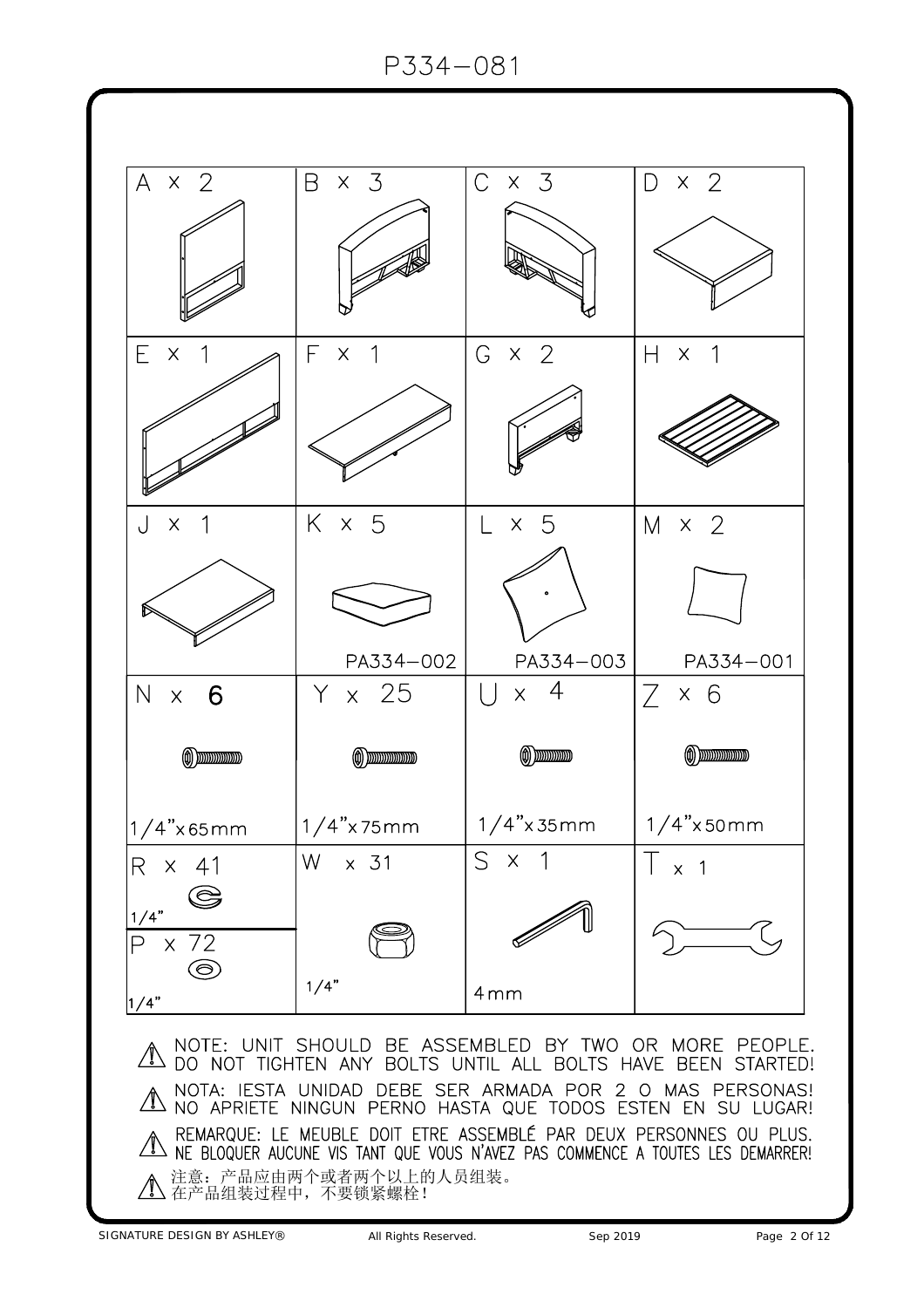# P334–081

| A x 2 | B x 3 | C x 3 | D x 2 |
|---|---|---|---|
| E x 1 | F x 1 | G x 2 | H x 1 |
| J x 1 | K x 5 PA334–002 | L x 5 PA334–003 | M x 2 PA334–001 |
| N x 6 1/4"x65mm | Y x 25 1/4"x75mm | U x 4 1/4"x35mm | Z x 6 1/4"x50mm |
| R x 41 1/4" / P x 72 1/4" | W x 31 1/4" | S x 1 4mm | T x 1 |

⚠ NOTE: UNIT SHOULD BE ASSEMBLED BY TWO OR MORE PEOPLE. DO NOT TIGHTEN ANY BOLTS UNTIL ALL BOLTS HAVE BEEN STARTED!

⚠ NOTA: IESTA UNIDAD DEBE SER ARMADA POR 2 O MAS PERSONAS! NO APRIETE NINGUN PERNO HASTA QUE TODOS ESTEN EN SU LUGAR!

⚠ REMARQUE: LE MEUBLE DOIT ETRE ASSEMBLÉ PAR DEUX PERSONNES OU PLUS. NE BLOQUER AUCUNE VIS TANT QUE VOUS N'AVEZ PAS COMMENCE A TOUTES LES DEMARRER!

⚠ 注意：产品应由两个或者两个以上的人员组装。在产品组装过程中，不要锁紧螺栓！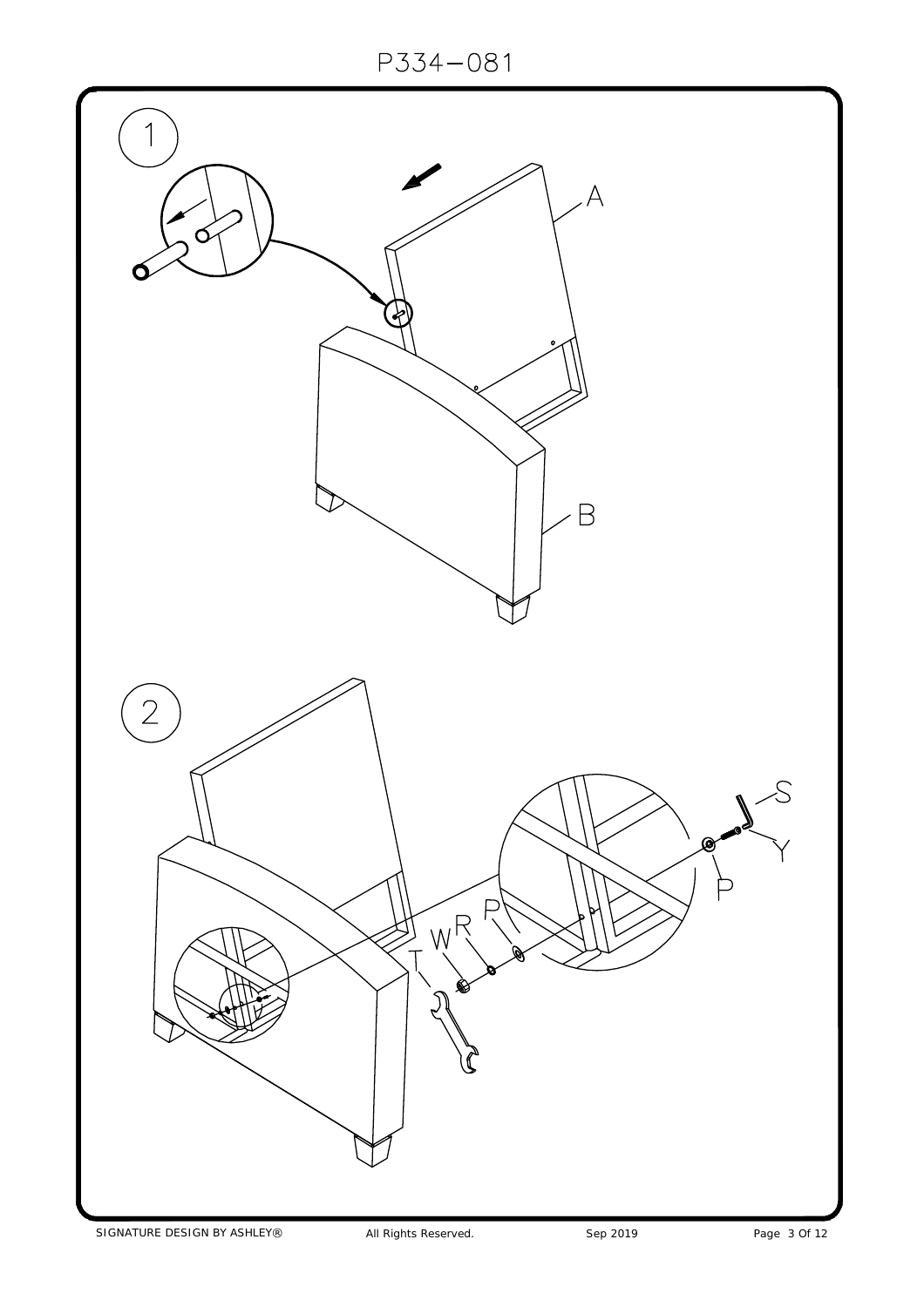P334-081

1

A

B

2

S

Y

P

W R P

T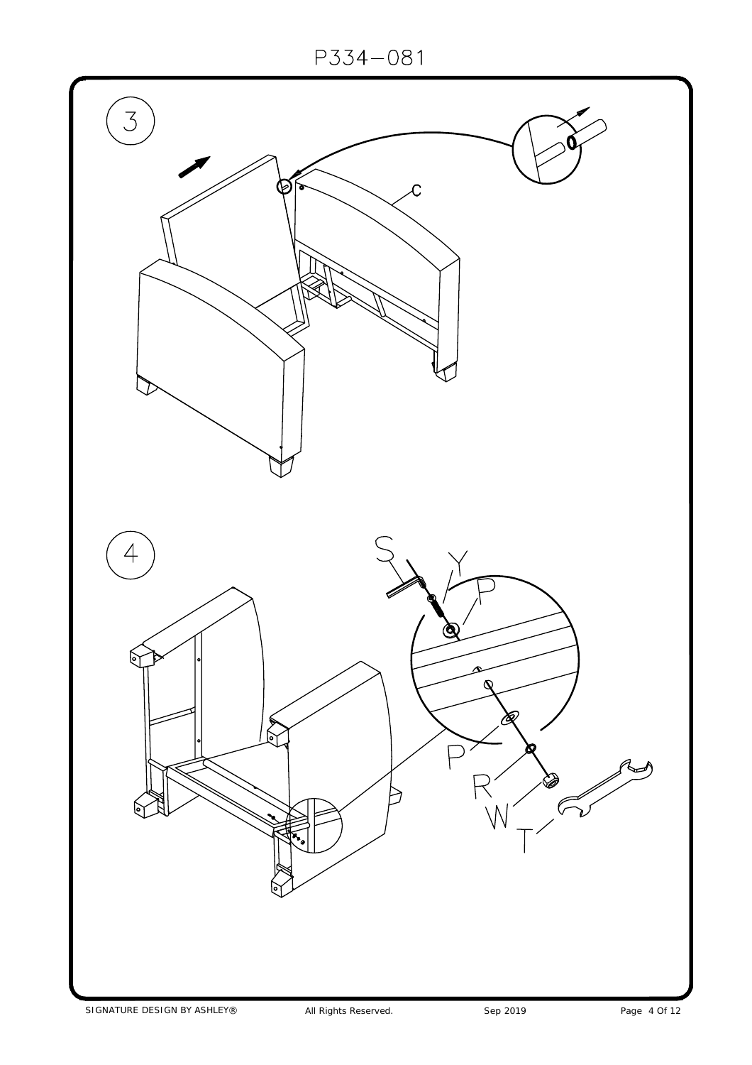P334−081

3

C

4

S

Y

P

P

R

W

T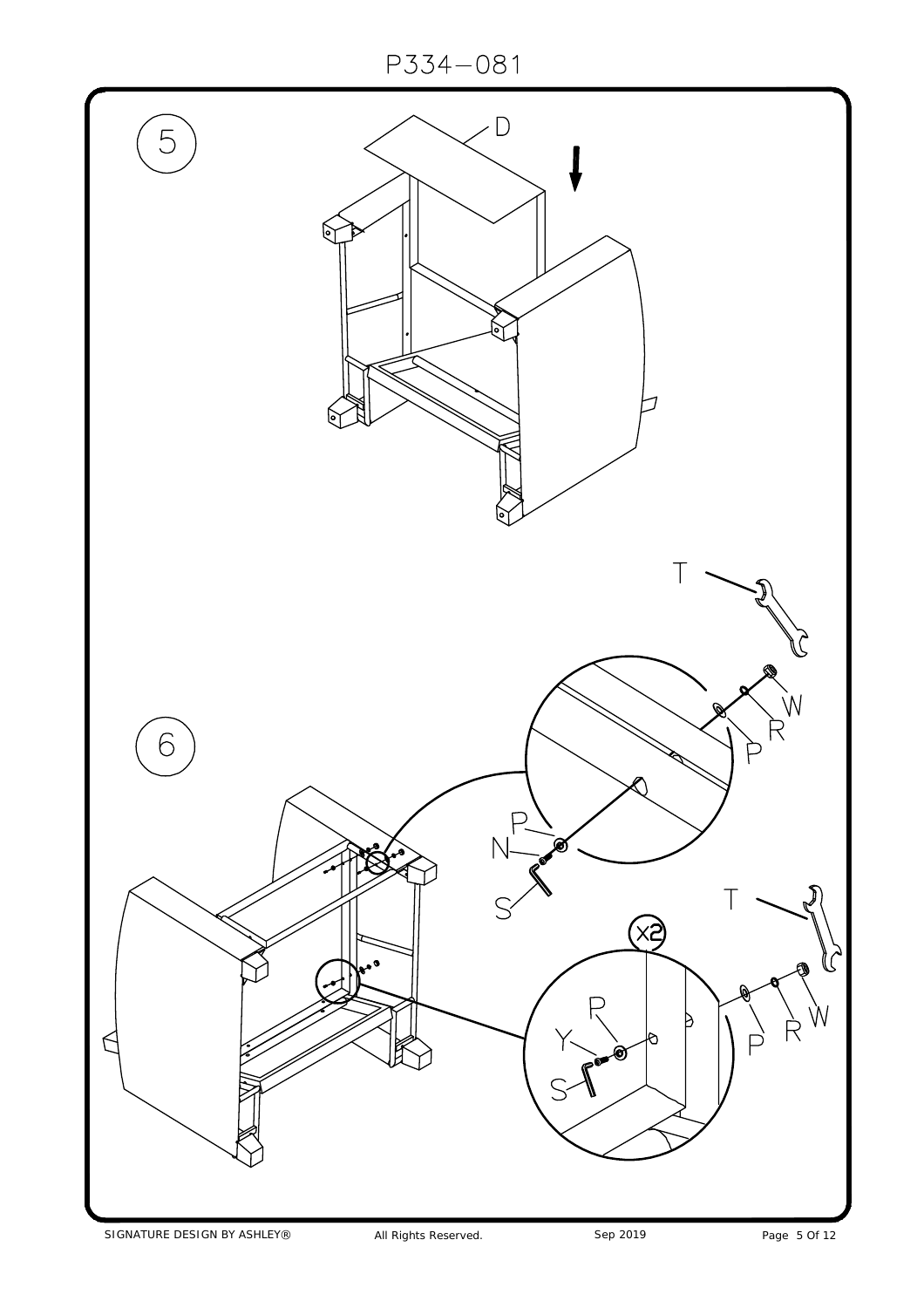P334-081

5

D

6

T

W

R

P

P

N

S

T

x2

P

Y

S

P

R

W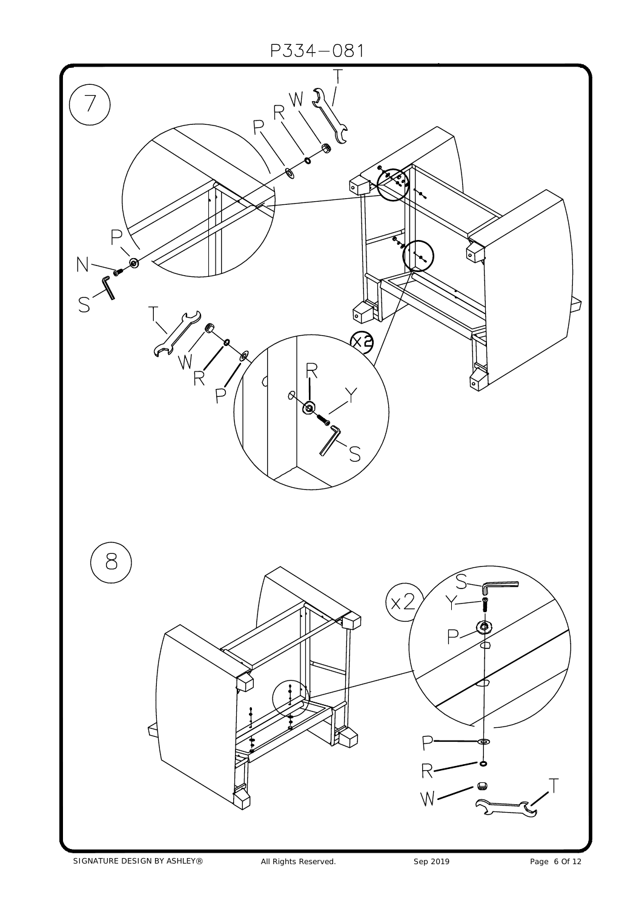P334-081

7

P R W T

P

N

S

T

W R P

x2

R

Y

S

8

x2

S

Y

P

P

R

W

T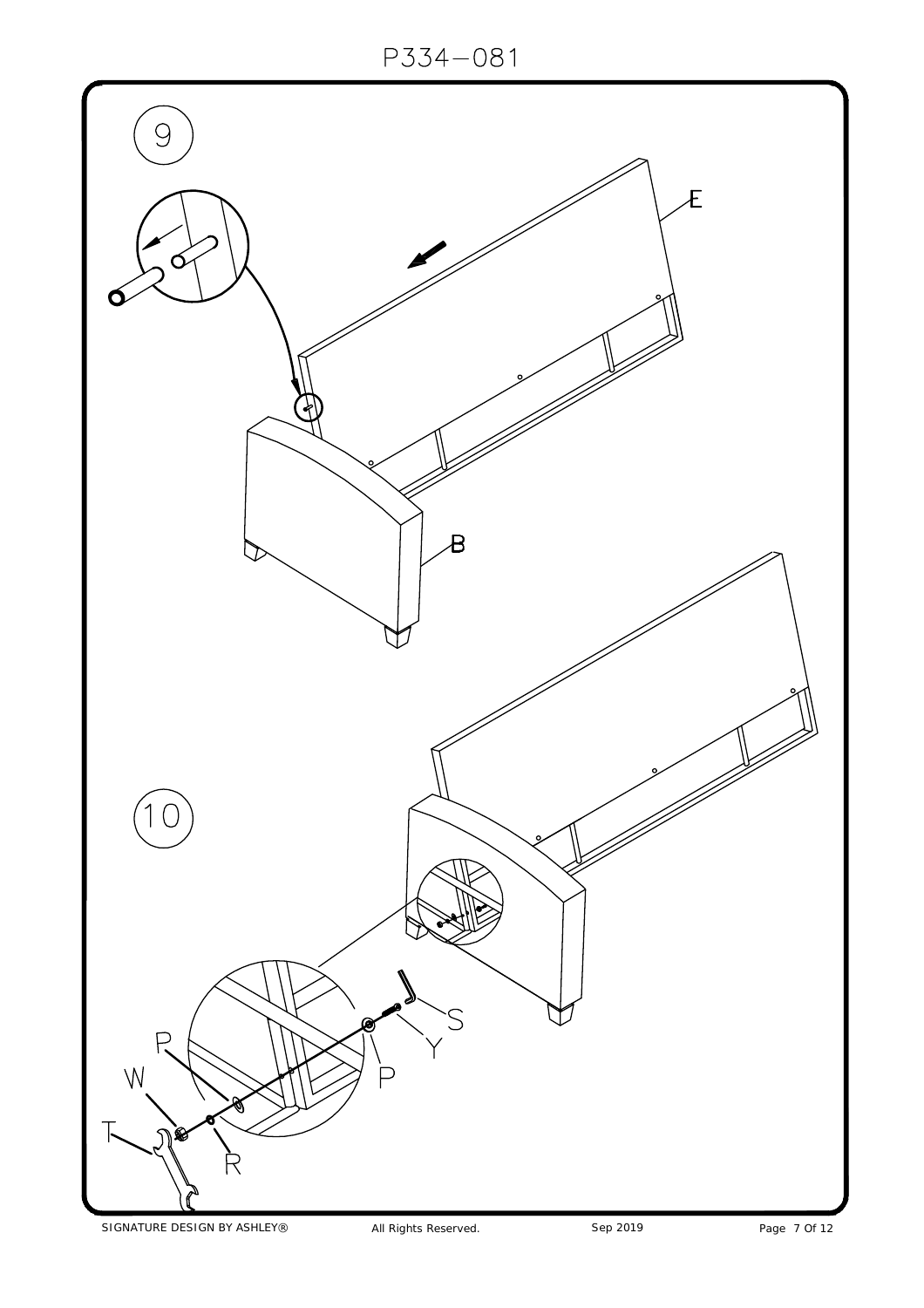P334−081

9

E

B

10

S

Y

P

P

W

T

R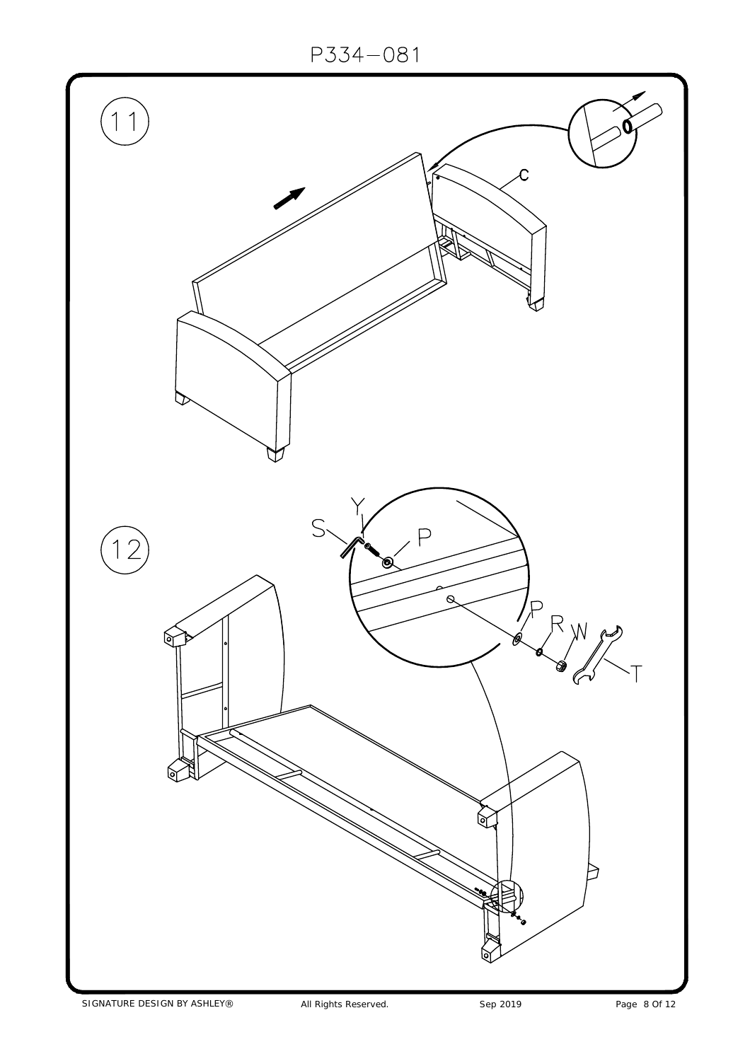P334-081

11

C

12

S

Y

P

P

R

W

T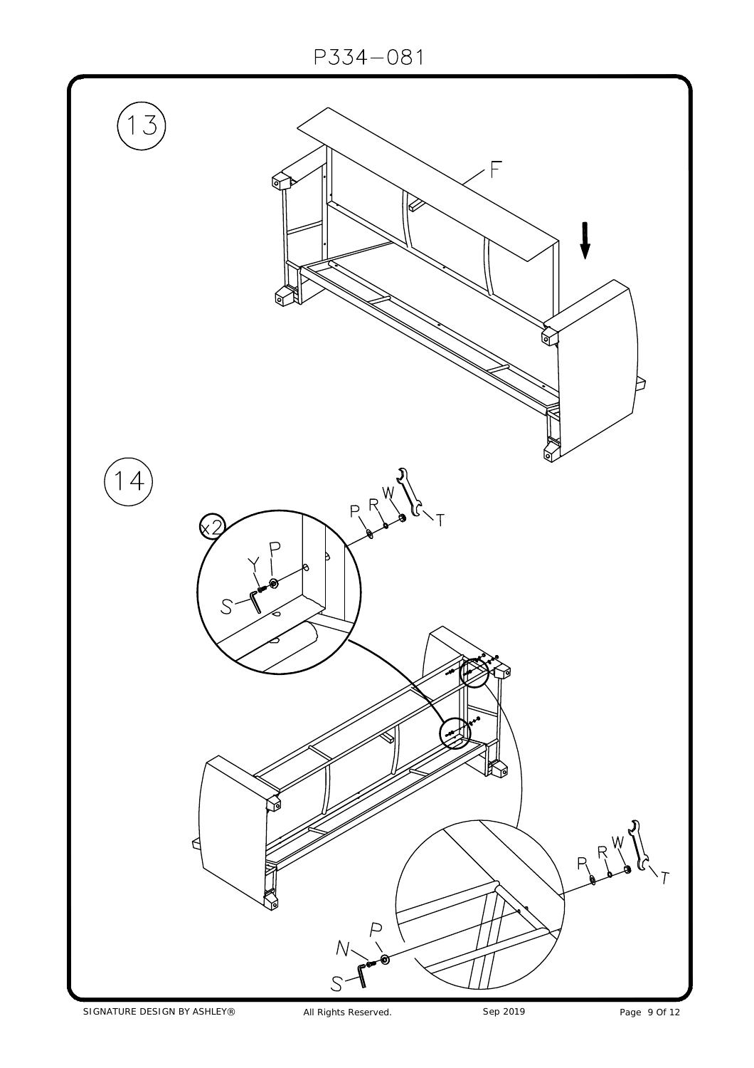P334-081

13

F

14

x2

Y P

S

P R W T

P R W T

N P

S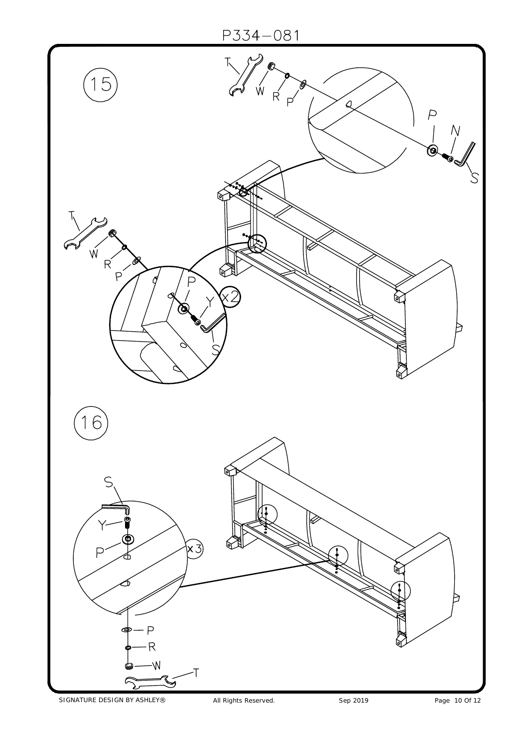P334-081

15

T W R P

P N S

T W R P

P Y x2 S

16

S Y P x3

P R W T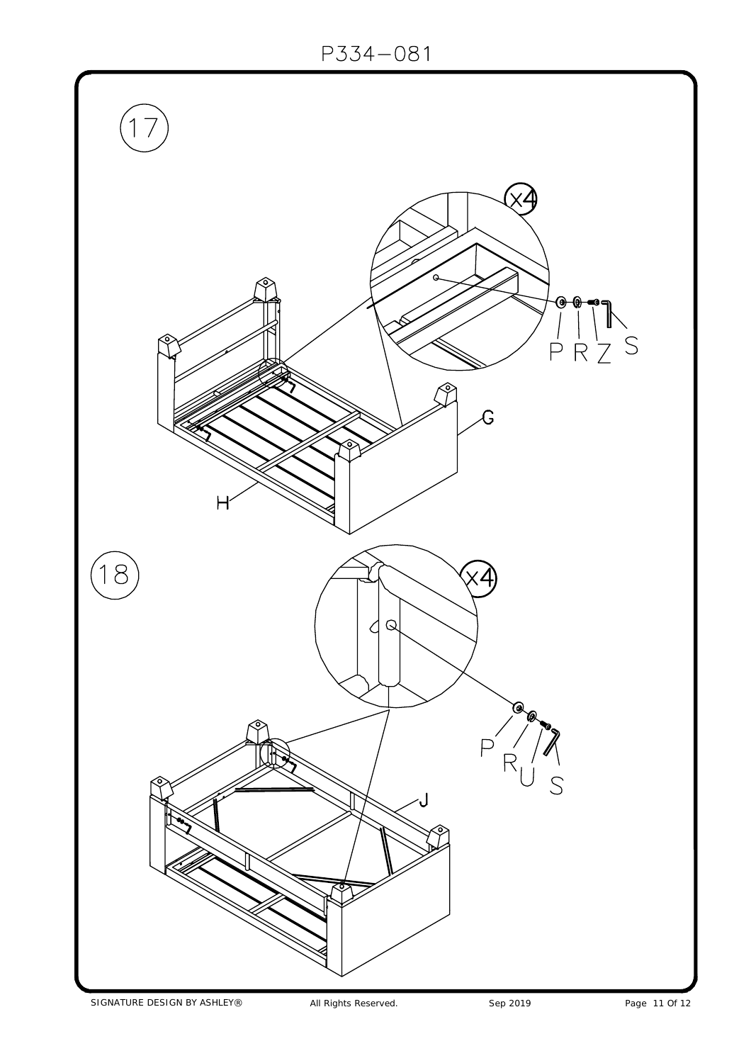P334-081

17

x4

P R Z S

G

H

18

x4

P R U S

J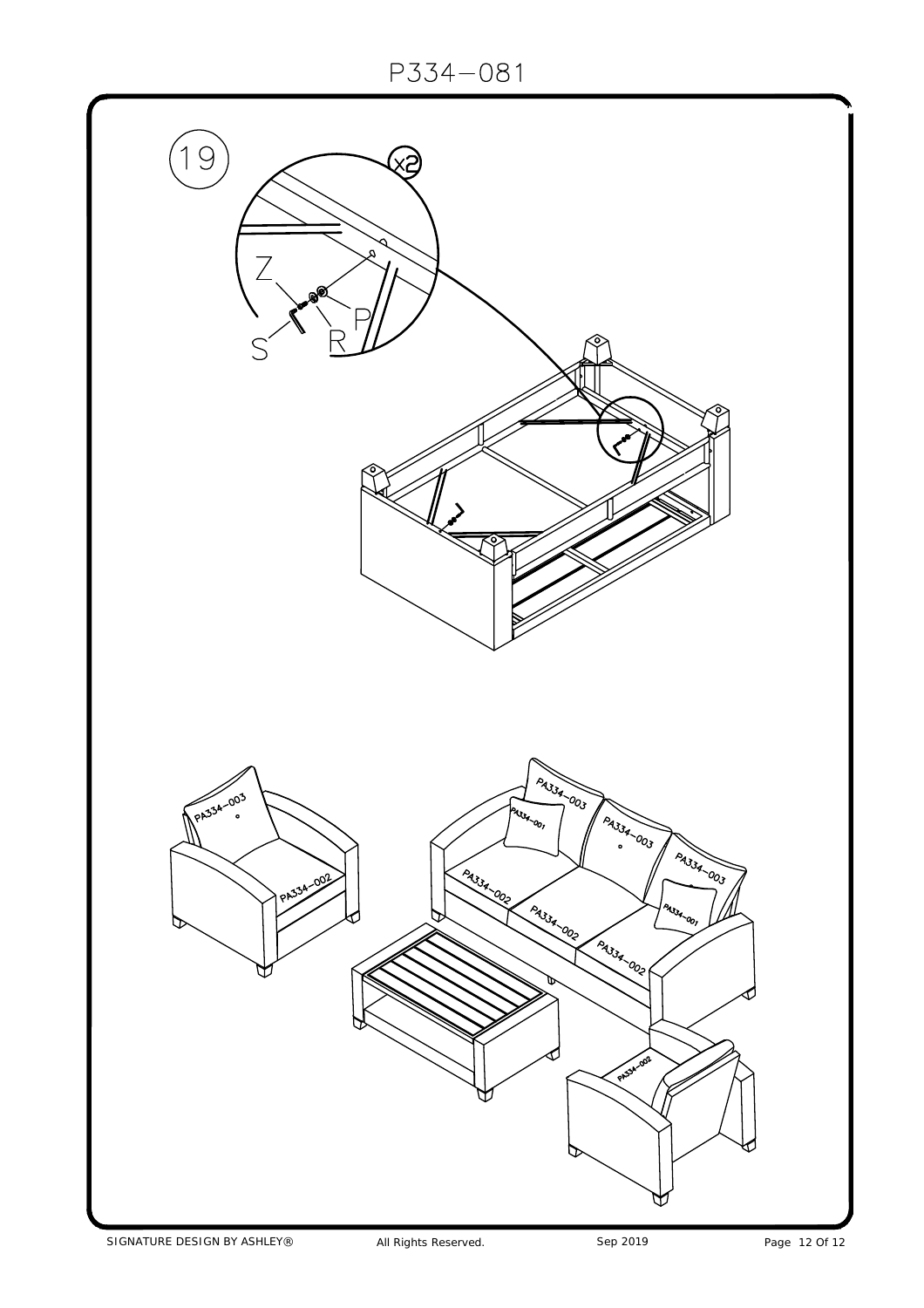P334-081

19

x2

Z

P

S

R

PA334-003

PA334-002

PA334-003

PA334-001

PA334-003

PA334-003

PA334-002

PA334-002

PA334-001

PA334-002

PA334-002

SIGNATURE DESIGN BY ASHLEY®

All Rights Reserved.

Sep 2019